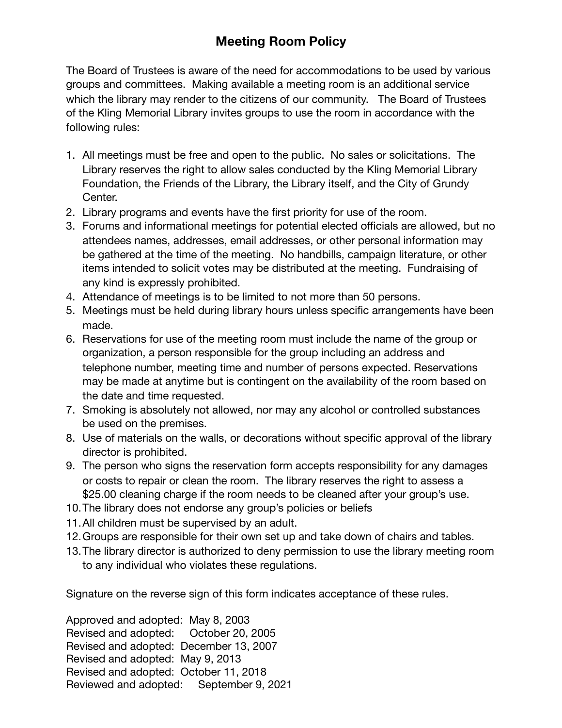# Meeting Room Policy

The Board of Trustees is aware of the need for accommodations to be used by various groups and committees. Making available a meeting room is an additional service which the library may render to the citizens of our community. The Board of Trustees of the Kling Memorial Library invites groups to use the room in accordance with the following rules:

1. All meetings must be free and open to the public. No sales or solicitations. The Library reserves the right to allow sales conducted by the Kling Memorial Library Foundation, the Friends of the Library, the Library itself, and the City of Grundy Center.
2. Library programs and events have the first priority for use of the room.
3. Forums and informational meetings for potential elected officials are allowed, but no attendees names, addresses, email addresses, or other personal information may be gathered at the time of the meeting. No handbills, campaign literature, or other items intended to solicit votes may be distributed at the meeting. Fundraising of any kind is expressly prohibited.
4. Attendance of meetings is to be limited to not more than 50 persons.
5. Meetings must be held during library hours unless specific arrangements have been made.
6. Reservations for use of the meeting room must include the name of the group or organization, a person responsible for the group including an address and telephone number, meeting time and number of persons expected. Reservations may be made at anytime but is contingent on the availability of the room based on the date and time requested.
7. Smoking is absolutely not allowed, nor may any alcohol or controlled substances be used on the premises.
8. Use of materials on the walls, or decorations without specific approval of the library director is prohibited.
9. The person who signs the reservation form accepts responsibility for any damages or costs to repair or clean the room. The library reserves the right to assess a $25.00 cleaning charge if the room needs to be cleaned after your group's use.
10. The library does not endorse any group's policies or beliefs
11. All children must be supervised by an adult.
12. Groups are responsible for their own set up and take down of chairs and tables.
13. The library director is authorized to deny permission to use the library meeting room to any individual who violates these regulations.

Signature on the reverse sign of this form indicates acceptance of these rules.

Approved and adopted: May 8, 2003
Revised and adopted: October 20, 2005
Revised and adopted: December 13, 2007
Revised and adopted: May 9, 2013
Revised and adopted: October 11, 2018
Reviewed and adopted: September 9, 2021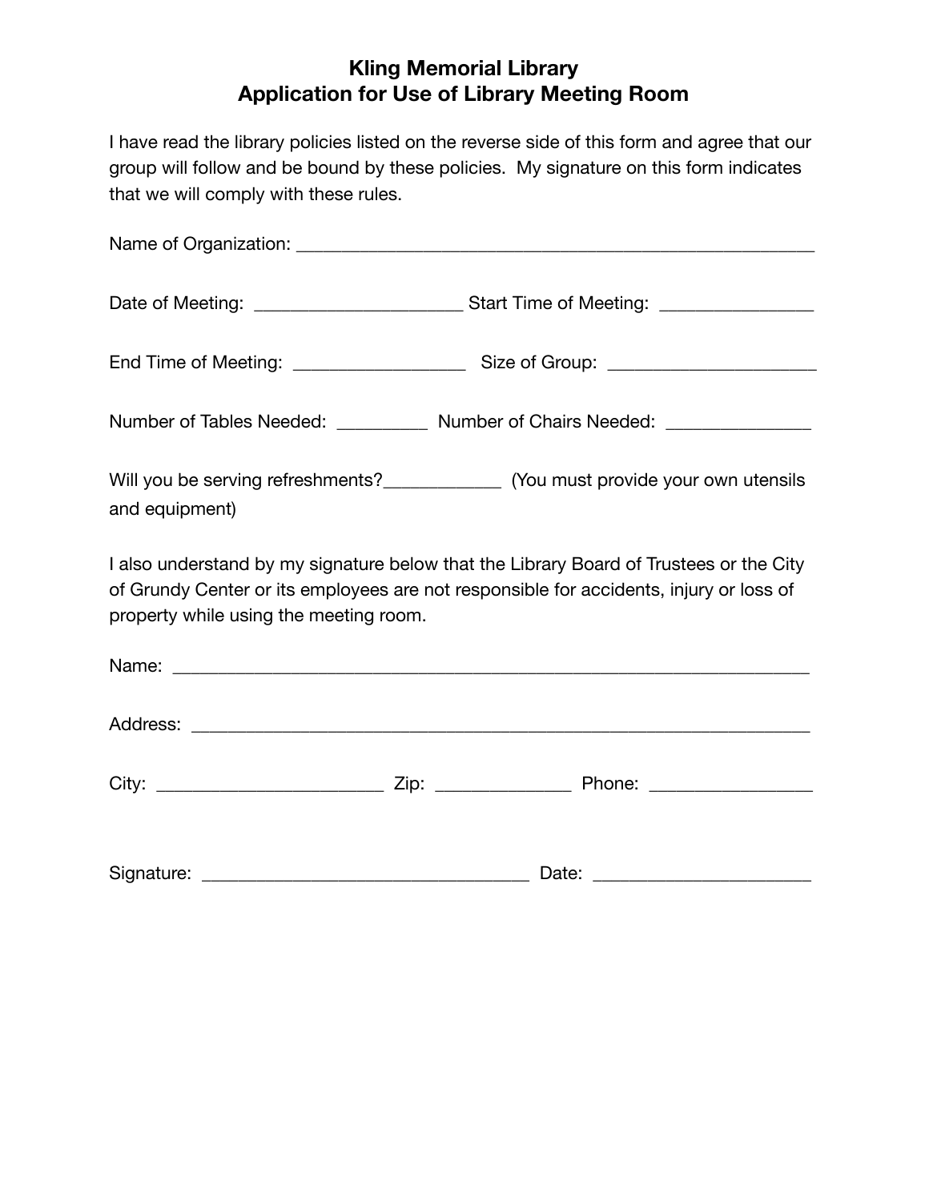# Kling Memorial Library
## Application for Use of Library Meeting Room

I have read the library policies listed on the reverse side of this form and agree that our group will follow and be bound by these policies. My signature on this form indicates that we will comply with these rules.

Name of Organization: ________________________________________________________

Date of Meeting: ______________________ Start Time of Meeting: ________________

End Time of Meeting: __________________ Size of Group: ______________________

Number of Tables Needed: __________ Number of Chairs Needed: _______________

Will you be serving refreshments?____________ (You must provide your own utensils and equipment)

I also understand by my signature below that the Library Board of Trustees or the City of Grundy Center or its employees are not responsible for accidents, injury or loss of property while using the meeting room.

Name: __________________________________________________________________

Address: ________________________________________________________________

City: ________________________ Zip: ______________ Phone: _________________

Signature: ___________________________________ Date: _______________________